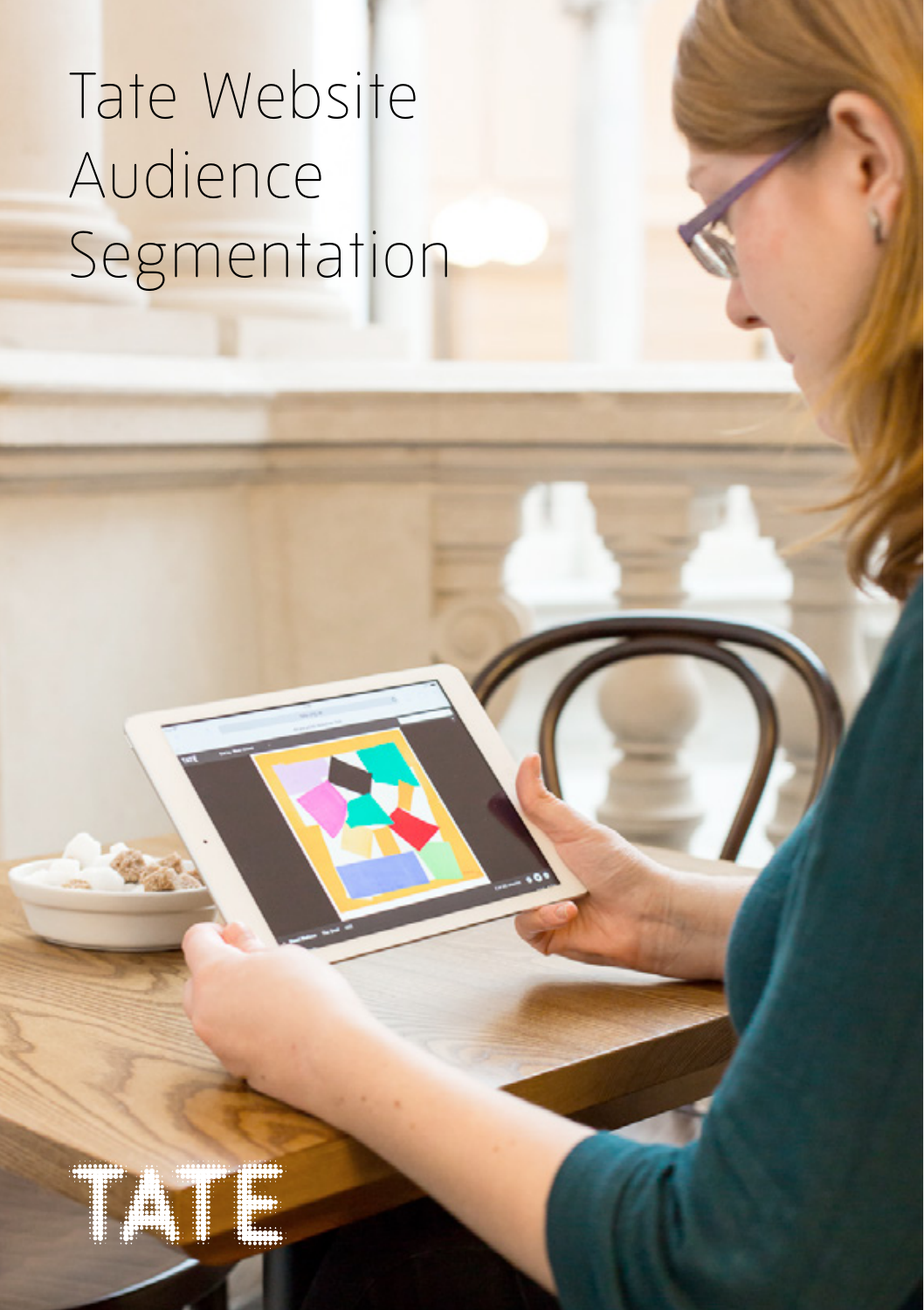# Tate Website Audience Segmentation

TATE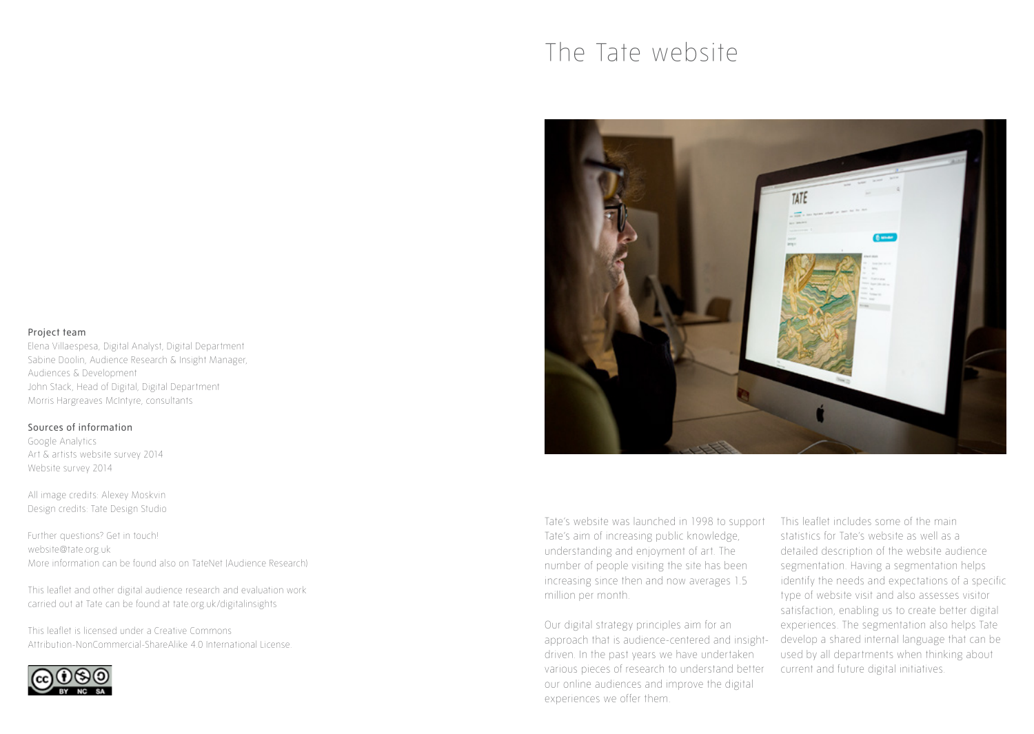# The Tate website

Tate's website was launched in 1998 to support Tate's aim of increasing public knowledge, understanding and enjoyment of art. The number of people visiting the site has been increasing since then and now averages 1.5 million per month.

Our digital strategy principles aim for an approach that is audience-centered and insight-driven. In the past years we have undertaken various pieces of research to understand better our online audiences and improve the digital experiences we offer them.

This leaflet includes some of the main statistics for Tate's website as well as a detailed description of the website audience segmentation. Having a segmentation helps identify the needs and expectations of a specific type of website visit and also assesses visitor satisfaction, enabling us to create better digital experiences. The segmentation also helps Tate develop a shared internal language that can be used by all departments when thinking about current and future digital initiatives.

### Project team

Elena Villaespesa, Digital Analyst, Digital Department
Sabine Doolin, Audience Research & Insight Manager, Audiences & Development
John Stack, Head of Digital, Digital Department
Morris Hargreaves McIntyre, consultants

### Sources of information

Google Analytics
Art & artists website survey 2014
Website survey 2014

All image credits: Alexey Moskvin
Design credits: Tate Design Studio

Further questions? Get in touch!
website@tate.org.uk
More information can be found also on TateNet (Audience Research)

This leaflet and other digital audience research and evaluation work carried out at Tate can be found at tate.org.uk/digitalinsights

This leaflet is licensed under a Creative Commons Attribution-NonCommercial-ShareAlike 4.0 International License.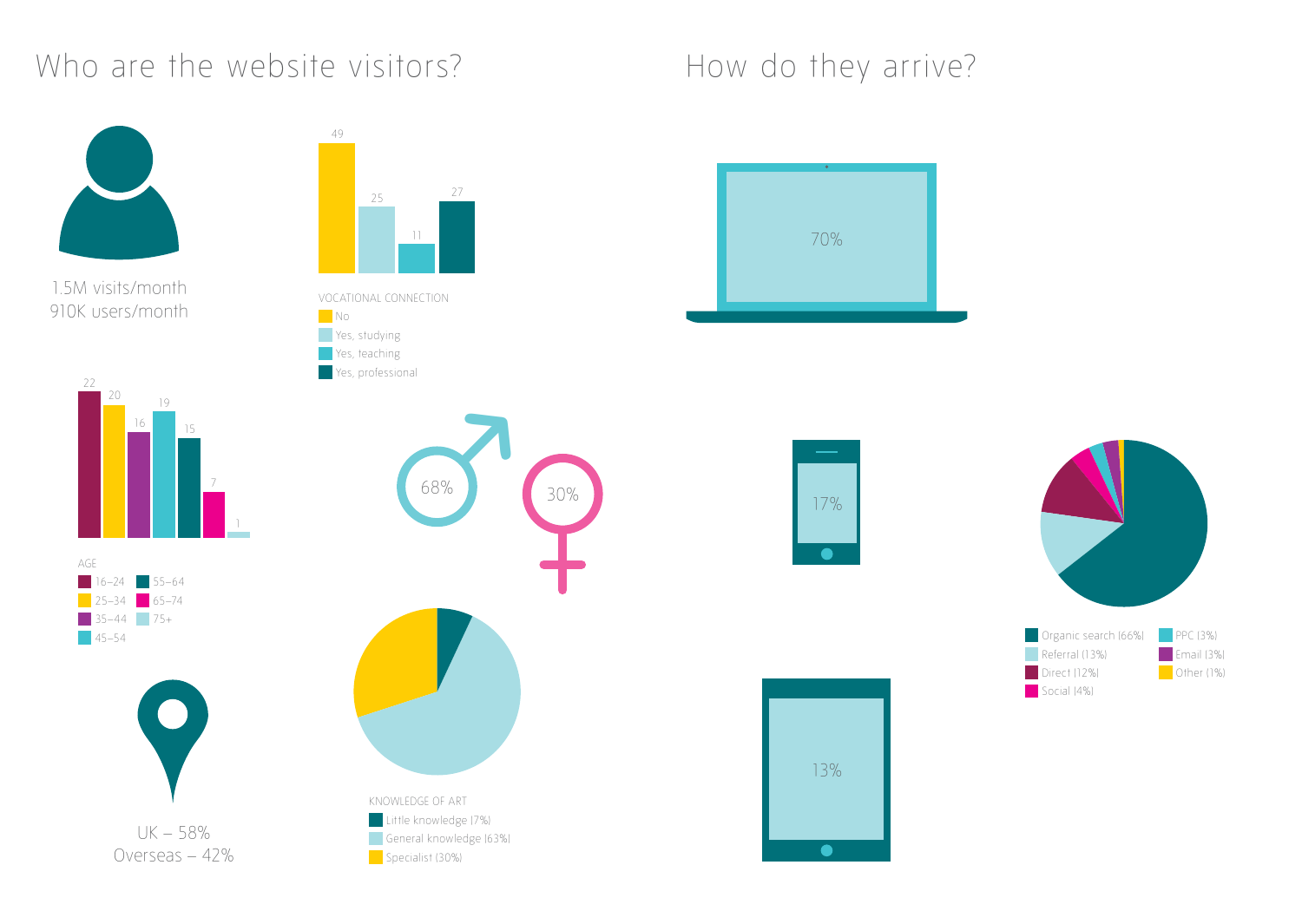# Who are the website visitors?

1.5M visits/month
910K users/month

| VOCATIONAL CONNECTION | |
| --- | --- |
| No | 49 |
| Yes, studying | 25 |
| Yes, teaching | 11 |
| Yes, professional | 27 |

| AGE | |
| --- | --- |
| 16–24 | 22 |
| 25–34 | 20 |
| 35–44 | 16 |
| 45–54 | 19 |
| 55–64 | 15 |
| 65–74 | 7 |
| 75+ | 1 |

Male: 68%
Female: 30%

UK – 58%
Overseas – 42%

KNOWLEDGE OF ART
- Little knowledge (7%)
- General knowledge (63%)
- Specialist (30%)

# How do they arrive?

Desktop/laptop: 70%
Mobile: 17%
Tablet: 13%

- Organic search (66%)
- Referral (13%)
- Direct (12%)
- Social (4%)
- PPC (3%)
- Email (3%)
- Other (1%)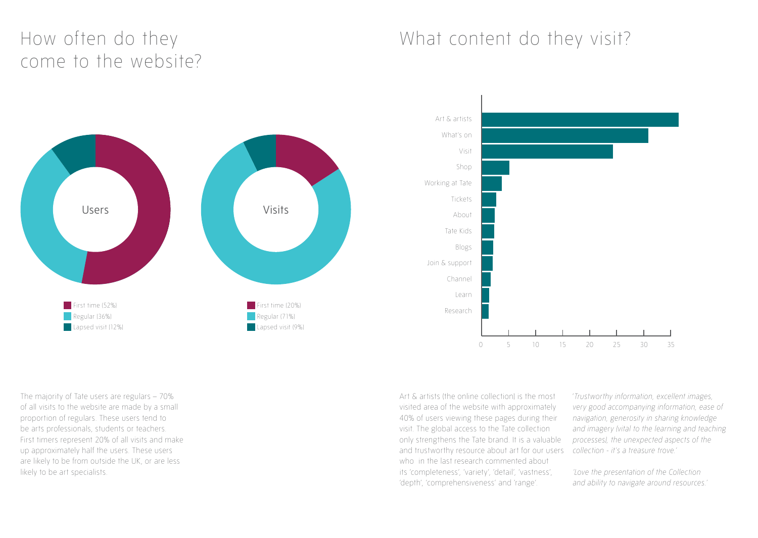## How often do they come to the website?

Users

- First time (52%)
- Regular (36%)
- Lapsed visit (12%)

Visits

- First time (20%)
- Regular (71%)
- Lapsed visit (9%)

The majority of Tate users are regulars – 70% of all visits to the website are made by a small proportion of regulars. These users tend to be arts professionals, students or teachers. First timers represent 20% of all visits and make up approximately half the users. These users are likely to be from outside the UK, or are less likely to be art specialists.

## What content do they visit?

Art & artists

What's on

Visit

Shop

Working at Tate

Tickets

About

Tate Kids

Blogs

Join & support

Channel

Learn

Research

0 5 10 15 20 25 30 35

Art & artists (the online collection) is the most visited area of the website with approximately 40% of users viewing these pages during their visit. The global access to the Tate collection only strengthens the Tate brand. It is a valuable and trustworthy resource about art for our users who in the last research commented about its 'completeness', 'variety', 'detail', 'vastness', 'depth', 'comprehensiveness' and 'range'.

*'Trustworthy information, excellent images, very good accompanying information, ease of navigation, generosity in sharing knowledge and imagery (vital to the learning and teaching processes), the unexpected aspects of the collection - it's a treasure trove.'*

*'Love the presentation of the Collection and ability to navigate around resources.'*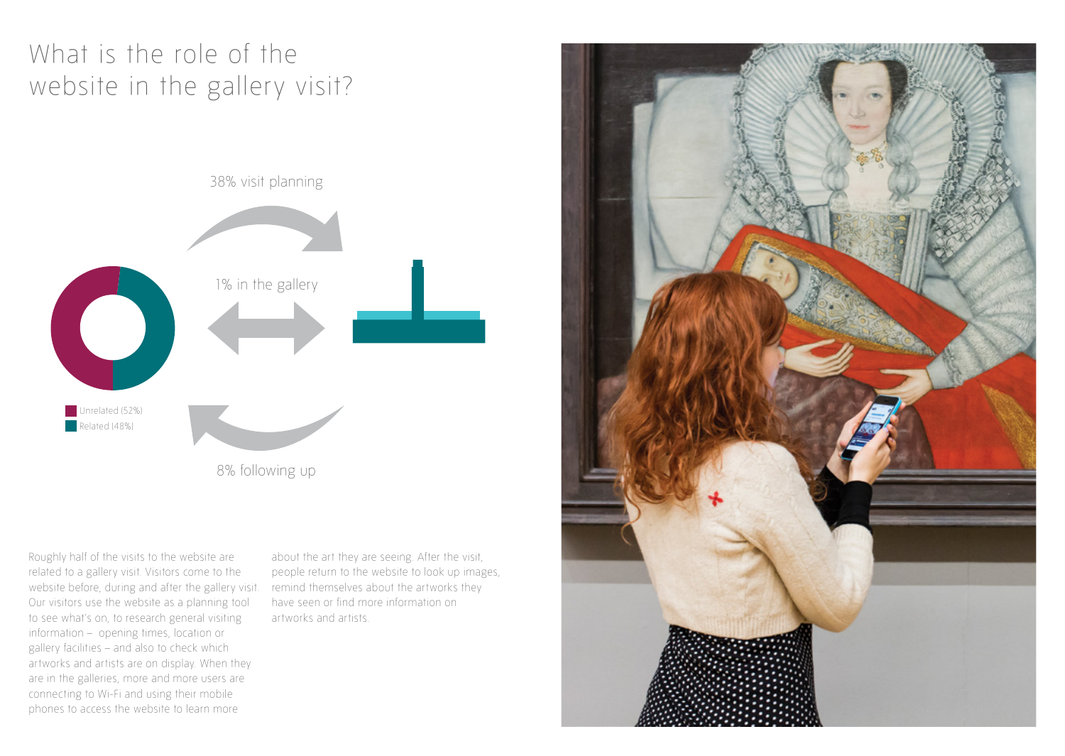# What is the role of the website in the gallery visit?

38% visit planning

1% in the gallery

8% following up

Unrelated (52%)

Related (48%)

Roughly half of the visits to the website are related to a gallery visit. Visitors come to the website before, during and after the gallery visit. Our visitors use the website as a planning tool to see what's on, to research general visiting information – opening times, location or gallery facilities – and also to check which artworks and artists are on display. When they are in the galleries, more and more users are connecting to Wi-Fi and using their mobile phones to access the website to learn more about the art they are seeing. After the visit, people return to the website to look up images, remind themselves about the artworks they have seen or find more information on artworks and artists.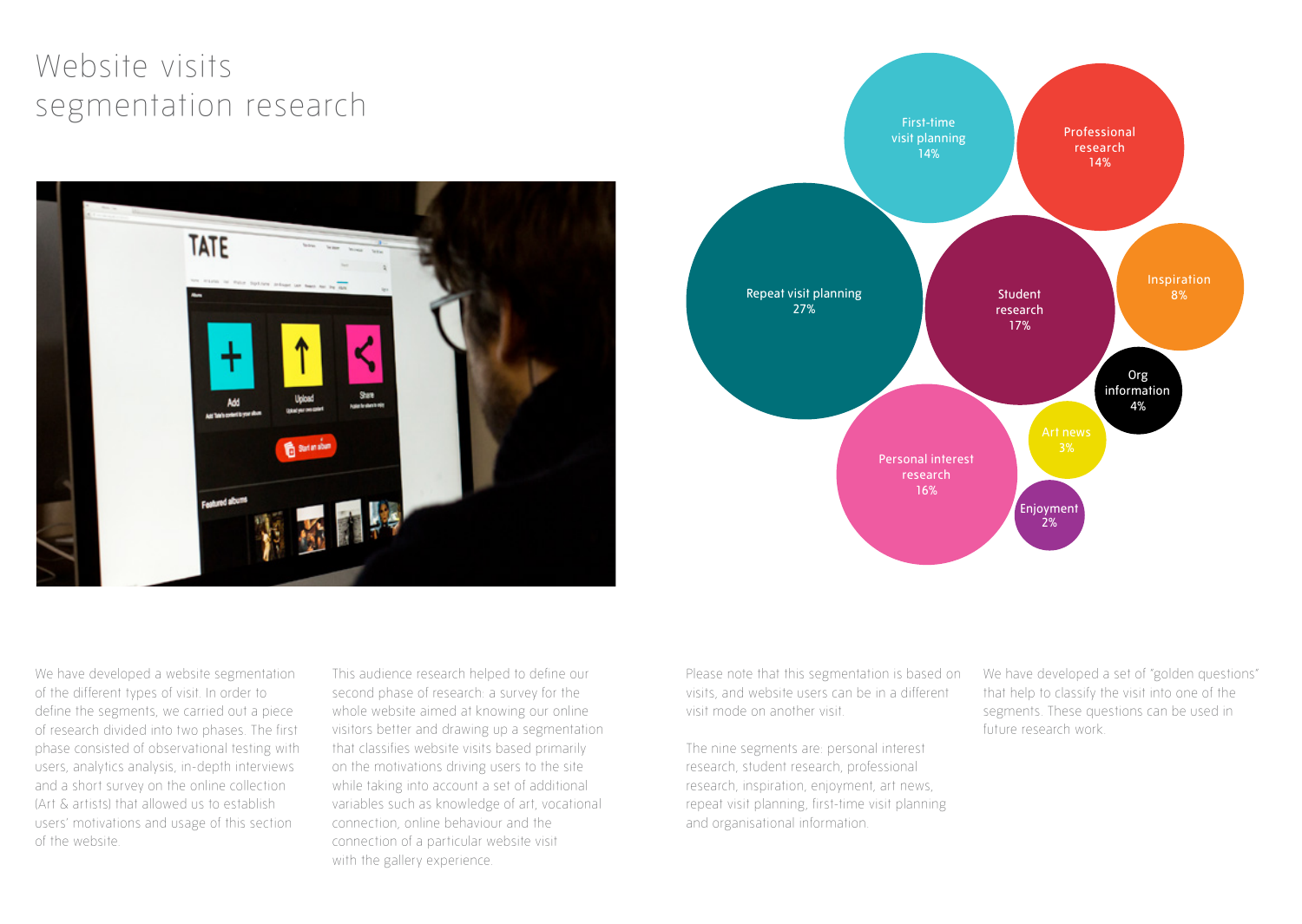# Website visits segmentation research

First-time visit planning 14%

Professional research 14%

Repeat visit planning 27%

Student research 17%

Inspiration 8%

Org information 4%

Art news 3%

Personal interest research 16%

Enjoyment 2%

We have developed a website segmentation of the different types of visit. In order to define the segments, we carried out a piece of research divided into two phases. The first phase consisted of observational testing with users, analytics analysis, in-depth interviews and a short survey on the online collection (Art & artists) that allowed us to establish users' motivations and usage of this section of the website.

This audience research helped to define our second phase of research: a survey for the whole website aimed at knowing our online visitors better and drawing up a segmentation that classifies website visits based primarily on the motivations driving users to the site while taking into account a set of additional variables such as knowledge of art, vocational connection, online behaviour and the connection of a particular website visit with the gallery experience.

Please note that this segmentation is based on visits, and website users can be in a different visit mode on another visit.

The nine segments are: personal interest research, student research, professional research, inspiration, enjoyment, art news, repeat visit planning, first-time visit planning and organisational information.

We have developed a set of "golden questions" that help to classify the visit into one of the segments. These questions can be used in future research work.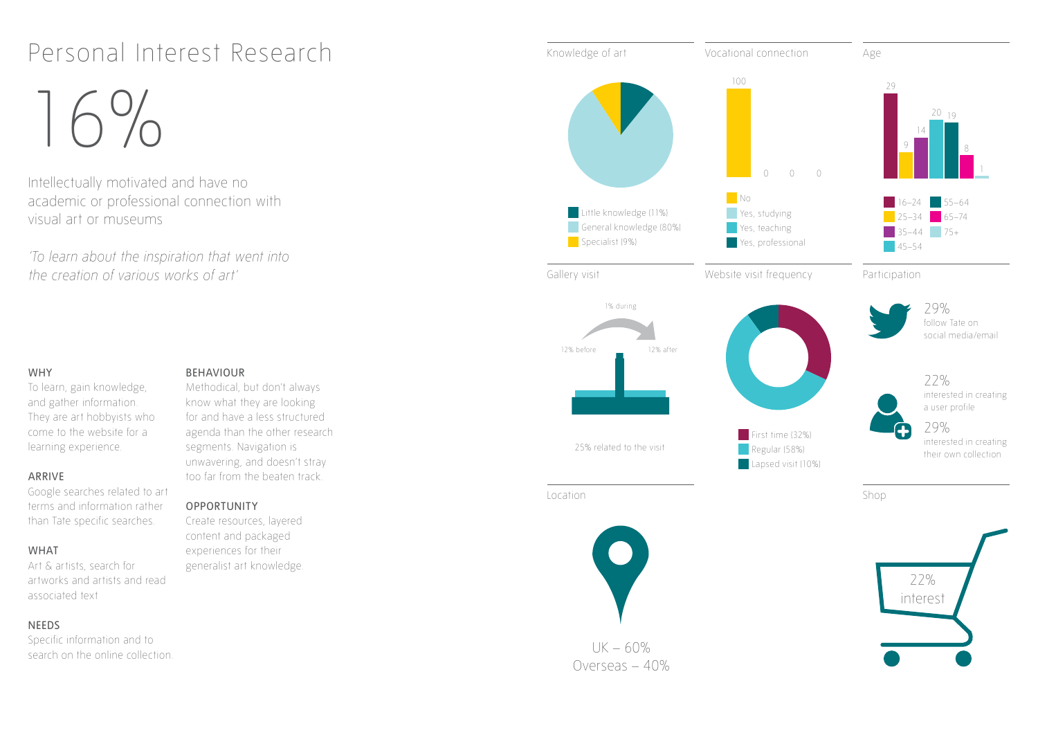# Personal Interest Research

16%

Intellectually motivated and have no academic or professional connection with visual art or museums

*'To learn about the inspiration that went into the creation of various works of art'*

**WHY**

To learn, gain knowledge, and gather information. They are art hobbyists who come to the website for a learning experience.

**ARRIVE**

Google searches related to art terms and information rather than Tate specific searches.

**WHAT**

Art & artists, search for artworks and artists and read associated text

**NEEDS**

Specific information and to search on the online collection.

**BEHAVIOUR**

Methodical, but don't always know what they are looking for and have a less structured agenda than the other research segments. Navigation is unwavering, and doesn't stray too far from the beaten track.

**OPPORTUNITY**

Create resources, layered content and packaged experiences for their generalist art knowledge.

## Knowledge of art

- Little knowledge (11%)
- General knowledge (80%)
- Specialist (9%)

## Vocational connection

| No | Yes, studying | Yes, teaching | Yes, professional |
|---|---|---|---|
| 100 | 0 | 0 | 0 |

## Age

| 16–24 | 25–34 | 35–44 | 45–54 | 55–64 | 65–74 | 75+ |
|---|---|---|---|---|---|---|
| 29 | 9 | 14 | 20 | 19 | 8 | 1 |

## Gallery visit

12% before — 1% during — 12% after

25% related to the visit

## Website visit frequency

- First time (32%)
- Regular (58%)
- Lapsed visit (10%)

## Participation

29% follow Tate on social media/email

22% interested in creating a user profile

29% interested in creating their own collection

## Location

UK – 60%
Overseas – 40%

## Shop

22% interest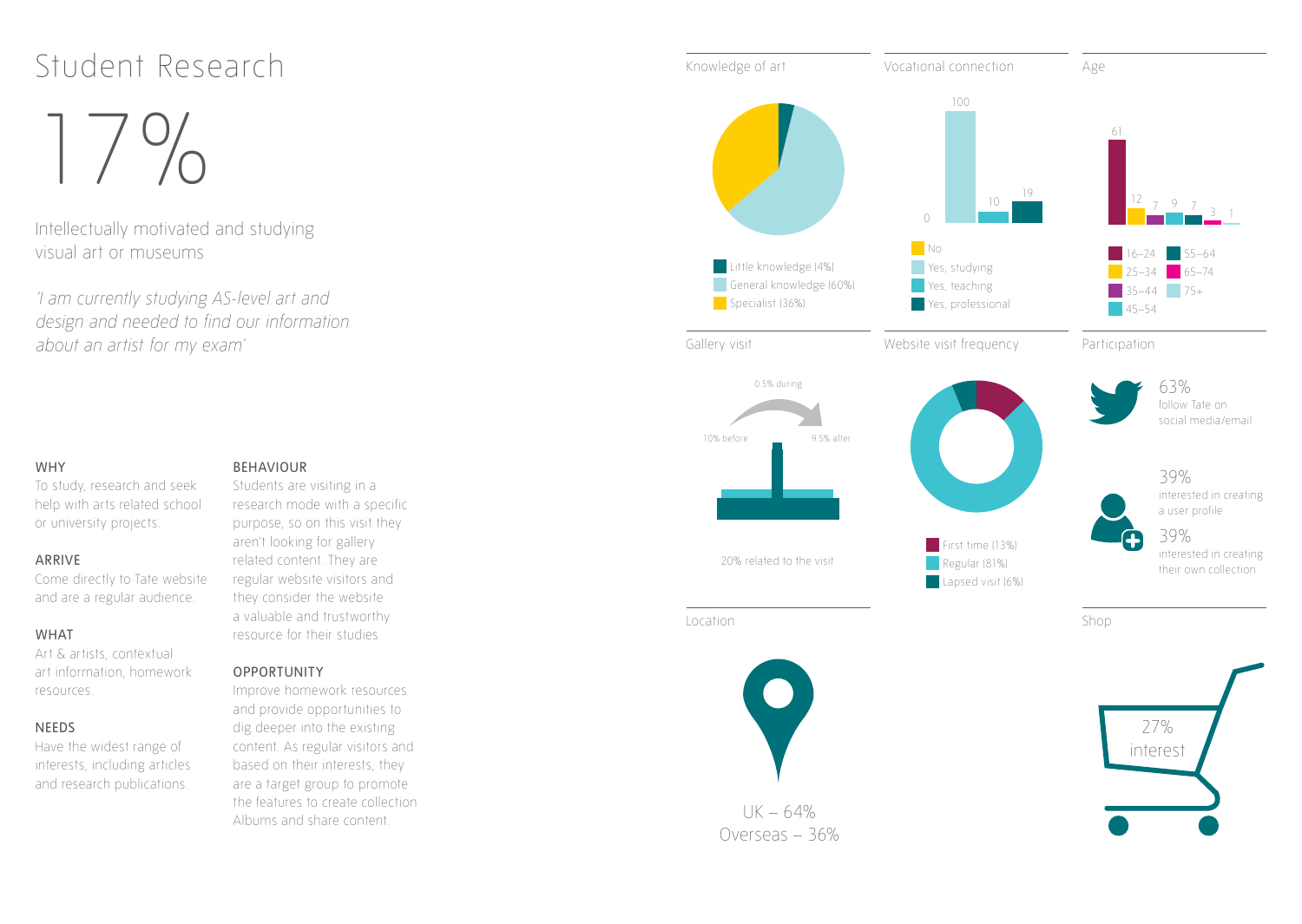# Student Research

17%

Intellectually motivated and studying visual art or museums

*'I am currently studying AS-level art and design and needed to find our information about an artist for my exam'*

**WHY**

To study, research and seek help with arts related school or university projects.

**ARRIVE**

Come directly to Tate website and are a regular audience.

**WHAT**

Art & artists, contextual art information, homework resources.

**NEEDS**

Have the widest range of interests, including articles and research publications.

**BEHAVIOUR**

Students are visiting in a research mode with a specific purpose, so on this visit they aren't looking for gallery related content. They are regular website visitors and they consider the website a valuable and trustworthy resource for their studies.

**OPPORTUNITY**

Improve homework resources and provide opportunities to dig deeper into the existing content. As regular visitors and based on their interests, they are a target group to promote the features to create collection Albums and share content.

### Knowledge of art

- Little knowledge (4%)
- General knowledge (60%)
- Specialist (36%)

### Vocational connection

| No | Yes, studying | Yes, teaching | Yes, professional |
|---|---|---|---|
| 0 | 100 | 10 | 19 |

### Age

| 16–24 | 25–34 | 35–44 | 45–54 | 55–64 | 65–74 | 75+ |
|---|---|---|---|---|---|---|
| 61 | 12 | 7 | 9 | 7 | 3 | 1 |

### Gallery visit

10% before — 0.5% during — 9.5% after

20% related to the visit

### Website visit frequency

- First time (13%)
- Regular (81%)
- Lapsed visit (6%)

### Participation

63% follow Tate on social media/email

39% interested in creating a user profile

39% interested in creating their own collection

### Location

UK – 64%
Overseas – 36%

### Shop

27% interest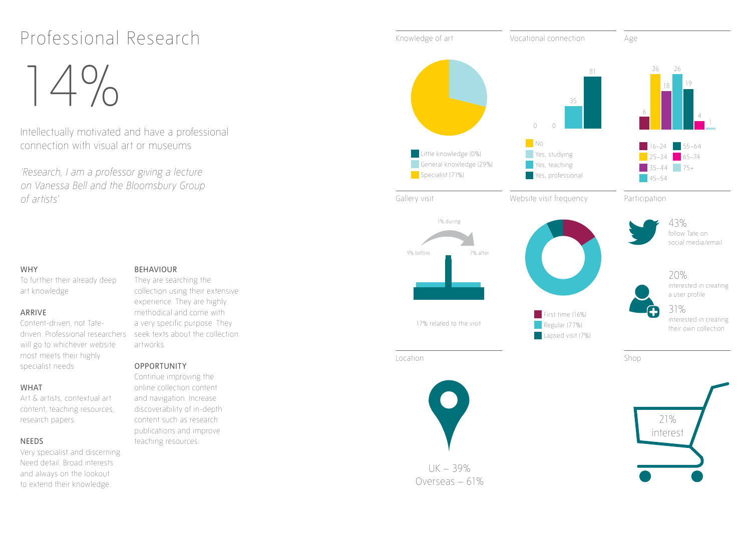# Professional Research

14%

Intellectually motivated and have a professional connection with visual art or museums

*'Research, I am a professor giving a lecture on Vanessa Bell and the Bloomsbury Group of artists'*

### WHY

To further their already deep art knowledge

### ARRIVE

Content-driven, not Tate-driven. Professional researchers will go to whichever website most meets their highly specialist needs

### WHAT

Art & artists, contextual art content, teaching resources, research papers

### NEEDS

Very specialist and discerning. Need detail. Broad interests and always on the lookout to extend their knowledge.

### BEHAVIOUR

They are searching the collection using their extensive experience. They are highly methodical and come with a very specific purpose. They seek texts about the collection artworks.

### OPPORTUNITY

Continue improving the online collection content and navigation. Increase discoverability of in-depth content such as research publications and improve teaching resources.

---

**Knowledge of art**

- Little knowledge (0%)
- General knowledge (29%)
- Specialist (71%)

**Vocational connection**

| No | Yes, studying | Yes, teaching | Yes, professional |
|---|---|---|---|
| 0 | 0 | 35 | 81 |

**Age**

| 16–24 | 25–34 | 35–44 | 45–54 | 55–64 | 65–74 | 75+ |
|---|---|---|---|---|---|---|
| 6 | 26 | 18 | 26 | 19 | 4 | 1 |

**Gallery visit**

9% before — 1% during — 7% after

17% related to the visit

**Website visit frequency**

- First time (16%)
- Regular (77%)
- Lapsed visit (7%)

**Participation**

43% follow Tate on social media/email

20% interested in creating a user profile

31% interested in creating their own collection

**Location**

UK – 39%
Overseas – 61%

**Shop**

21% interest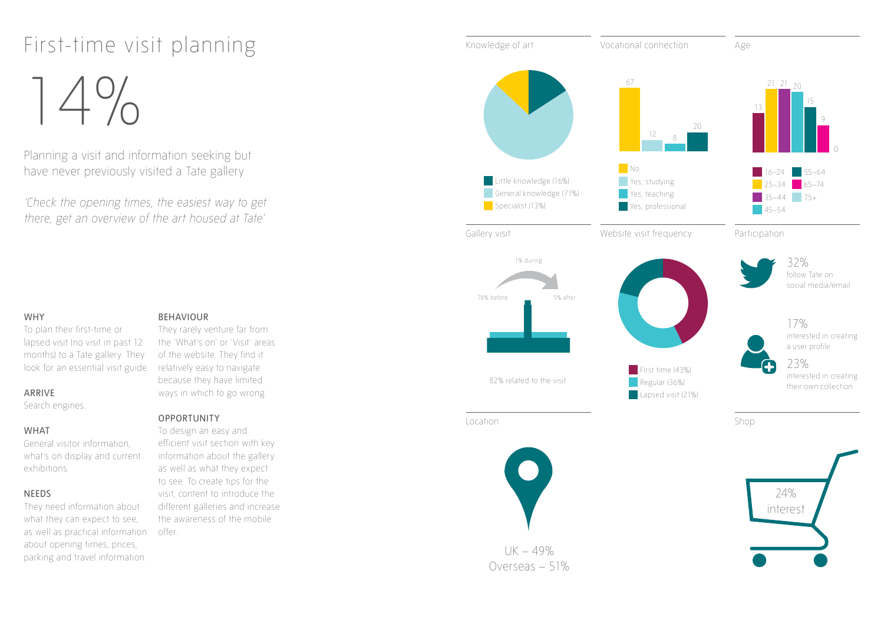# First-time visit planning

14%

Planning a visit and information seeking but have never previously visited a Tate gallery

*'Check the opening times, the easiest way to get there, get an overview of the art housed at Tate'*

#### WHY

To plan their first-time or lapsed visit (no visit in past 12 months) to a Tate gallery. They look for an essential visit guide.

#### ARRIVE

Search engines.

#### WHAT

General visitor information, what's on display and current exhibitions.

#### NEEDS

They need information about what they can expect to see, as well as practical information about opening times, prices, parking and travel information.

#### BEHAVIOUR

They rarely venture far from the 'What's on' or 'Visit' areas of the website. They find it relatively easy to navigate because they have limited ways in which to go wrong.

#### OPPORTUNITY

To design an easy and efficient visit section with key information about the gallery as well as what they expect to see. To create tips for the visit, content to introduce the different galleries and increase the awareness of the mobile offer.

### Knowledge of art

- Little knowledge (16%)
- General knowledge (71%)
- Specialist (13%)

### Vocational connection

| No | Yes, studying | Yes, teaching | Yes, professional |
|---|---|---|---|
| 67 | 12 | 8 | 20 |

### Age

| 16–24 | 25–34 | 35–44 | 45–54 | 55–64 | 65–74 | 75+ |
|---|---|---|---|---|---|---|
| 13 | 21 | 21 | 20 | 15 | 9 | 0 |

### Gallery visit

76% before — 1% during — 5% after

82% related to the visit

### Website visit frequency

- First time (43%)
- Regular (36%)
- Lapsed visit (21%)

### Participation

32% follow Tate on social media/email

17% interested in creating a user profile

23% interested in creating their own collection

### Location

UK – 49%
Overseas – 51%

### Shop

24% interest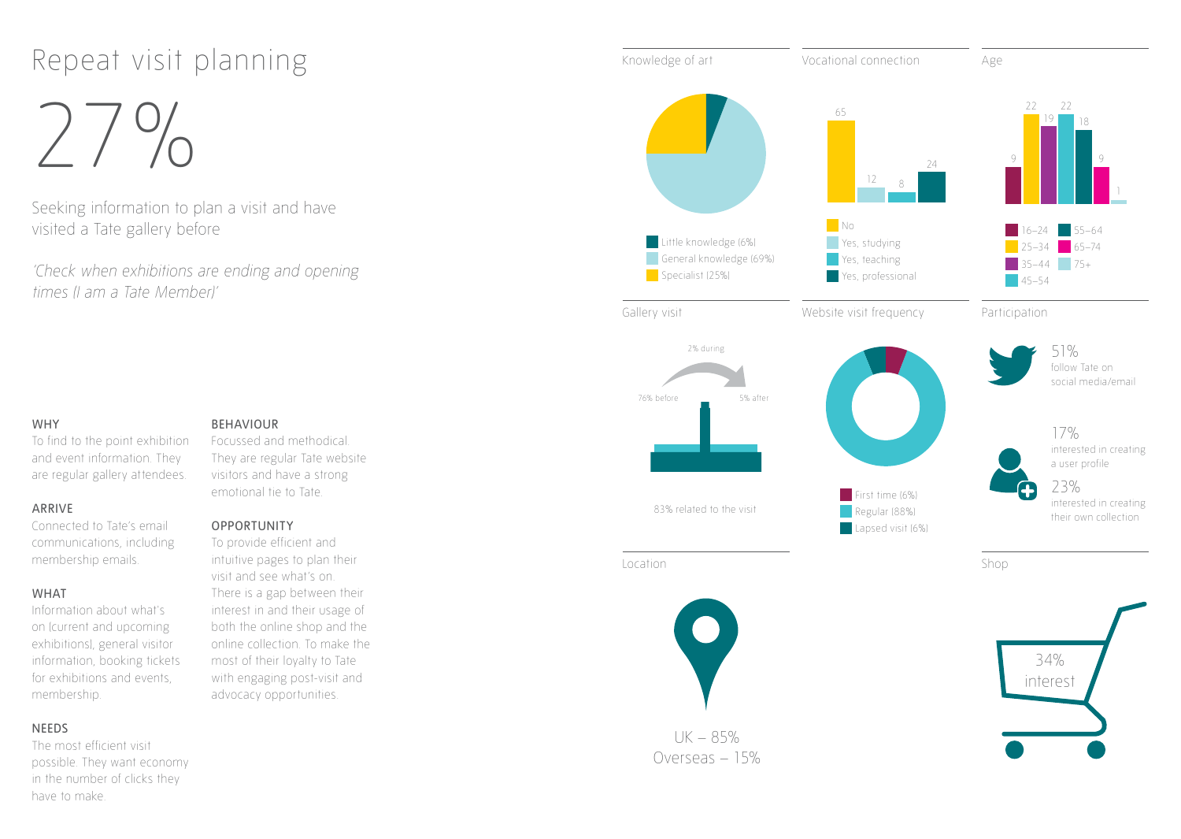# Repeat visit planning

27%

Seeking information to plan a visit and have visited a Tate gallery before

*'Check when exhibitions are ending and opening times (I am a Tate Member)'*

### WHY

To find to the point exhibition and event information. They are regular gallery attendees.

### ARRIVE

Connected to Tate's email communications, including membership emails.

### WHAT

Information about what's on (current and upcoming exhibitions), general visitor information, booking tickets for exhibitions and events, membership.

### NEEDS

The most efficient visit possible. They want economy in the number of clicks they have to make.

### BEHAVIOUR

Focussed and methodical. They are regular Tate website visitors and have a strong emotional tie to Tate.

### OPPORTUNITY

To provide efficient and intuitive pages to plan their visit and see what's on. There is a gap between their interest in and their usage of both the online shop and the online collection. To make the most of their loyalty to Tate with engaging post-visit and advocacy opportunities.

### Knowledge of art

- Little knowledge (6%)
- General knowledge (69%)
- Specialist (25%)

### Vocational connection

| No | Yes, studying | Yes, teaching | Yes, professional |
|---|---|---|---|
| 65 | 12 | 8 | 24 |

### Age

| 16–24 | 25–34 | 35–44 | 45–54 | 55–64 | 65–74 | 75+ |
|---|---|---|---|---|---|---|
| 9 | 22 | 19 | 22 | 18 | 9 | 1 |

### Gallery visit

76% before

2% during

5% after

83% related to the visit

### Website visit frequency

- First time (6%)
- Regular (88%)
- Lapsed visit (6%)

### Participation

51% follow Tate on social media/email

17% interested in creating a user profile

23% interested in creating their own collection

### Location

UK – 85%
Overseas – 15%

### Shop

34% interest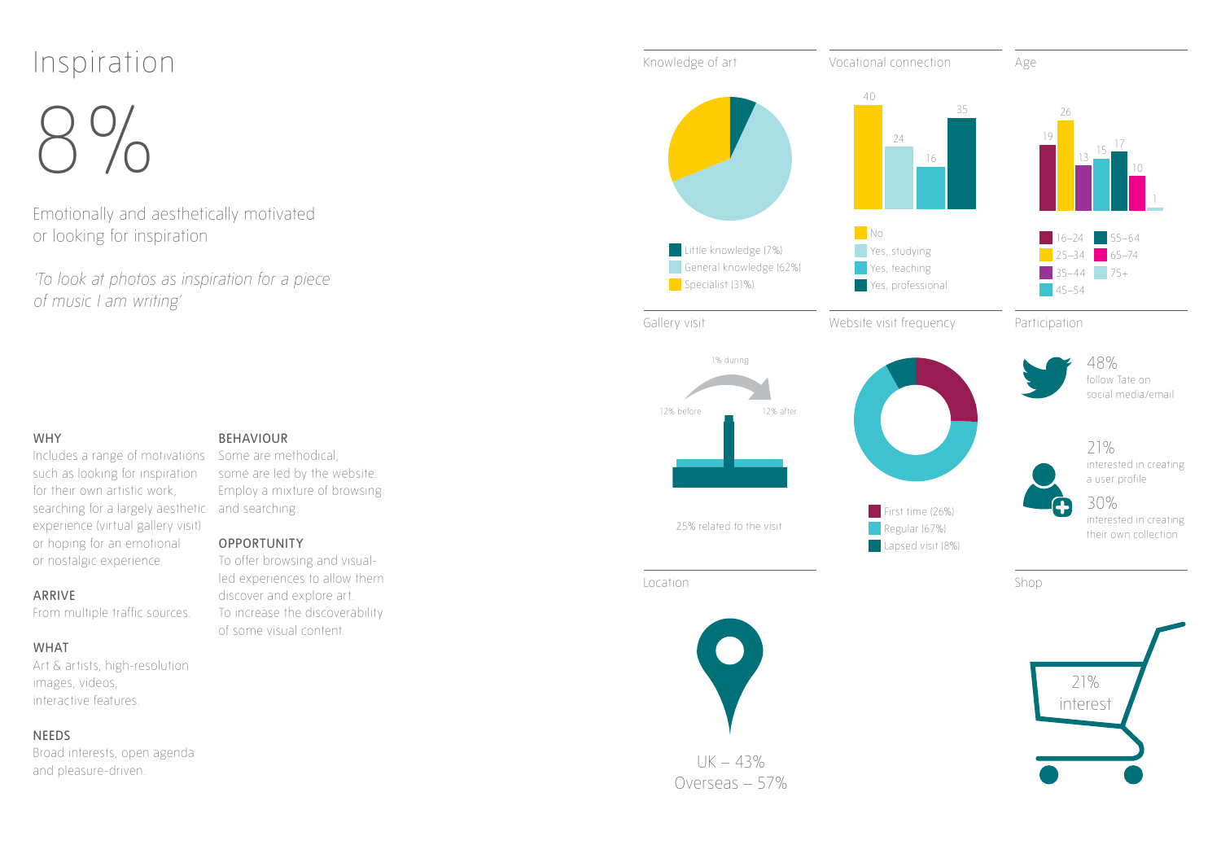# Inspiration

8%

Emotionally and aesthetically motivated or looking for inspiration

*'To look at photos as inspiration for a piece of music I am writing'*

#### WHY

Includes a range of motivations such as looking for inspiration for their own artistic work, searching for a largely aesthetic experience (virtual gallery visit) or hoping for an emotional or nostalgic experience.

#### ARRIVE

From multiple traffic sources.

#### WHAT

Art & artists, high-resolution images, videos, interactive features.

#### NEEDS

Broad interests, open agenda and pleasure-driven.

#### BEHAVIOUR

Some are methodical, some are led by the website. Employ a mixture of browsing and searching.

#### OPPORTUNITY

To offer browsing and visual-led experiences to allow them discover and explore art. To increase the discoverability of some visual content.

### Knowledge of art

- Little knowledge (7%)
- General knowledge (62%)
- Specialist (31%)

### Vocational connection

| No | Yes, studying | Yes, teaching | Yes, professional |
|---|---|---|---|
| 40 | 24 | 16 | 35 |

### Age

| 16–24 | 25–34 | 35–44 | 45–54 | 55–64 | 65–74 | 75+ |
|---|---|---|---|---|---|---|
| 19 | 26 | 13 | 15 | 17 | 10 | 1 |

### Gallery visit

12% before

1% during

12% after

25% related to the visit

### Website visit frequency

- First time (26%)
- Regular (67%)
- Lapsed visit (8%)

### Participation

48% follow Tate on social media/email

21% interested in creating a user profile

30% interested in creating their own collection

### Location

UK – 43%
Overseas – 57%

### Shop

21% interest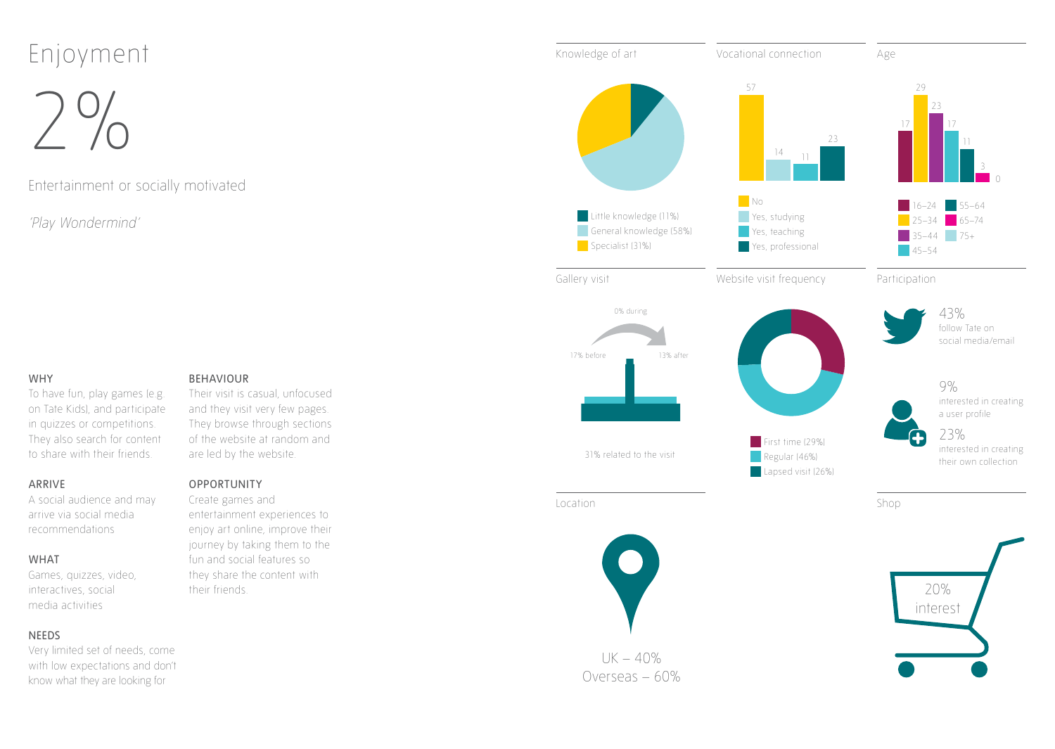# Enjoyment

## 2%

Entertainment or socially motivated

*'Play Wondermind'*

### WHY

To have fun, play games (e.g. on Tate Kids), and participate in quizzes or competitions. They also search for content to share with their friends.

### ARRIVE

A social audience and may arrive via social media recommendations

### WHAT

Games, quizzes, video, interactives, social media activities

### NEEDS

Very limited set of needs, come with low expectations and don't know what they are looking for

### BEHAVIOUR

Their visit is casual, unfocused and they visit very few pages. They browse through sections of the website at random and are led by the website.

### OPPORTUNITY

Create games and entertainment experiences to enjoy art online, improve their journey by taking them to the fun and social features so they share the content with their friends.

### Knowledge of art

- Little knowledge (11%)
- General knowledge (58%)
- Specialist (31%)

### Vocational connection

| No | Yes, studying | Yes, teaching | Yes, professional |
|---|---|---|---|
| 57 | 14 | 11 | 23 |

### Age

| 16–24 | 25–34 | 35–44 | 45–54 | 55–64 | 65–74 | 75+ |
|---|---|---|---|---|---|---|
| 17 | 29 | 23 | 17 | 11 | 3 | 0 |

### Gallery visit

- 17% before
- 0% during
- 13% after

31% related to the visit

### Website visit frequency

- First time (29%)
- Regular (46%)
- Lapsed visit (26%)

### Participation

- 43% follow Tate on social media/email
- 9% interested in creating a user profile
- 23% interested in creating their own collection

### Location

UK – 40%
Overseas – 60%

### Shop

20% interest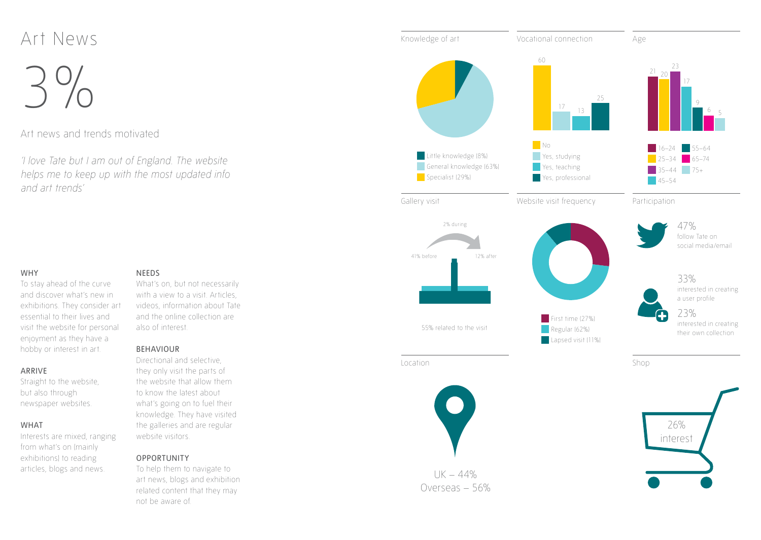# Art News

3%

Art news and trends motivated

*'I love Tate but I am out of England. The website helps me to keep up with the most updated info and art trends'*

#### WHY

To stay ahead of the curve and discover what's new in exhibitions. They consider art essential to their lives and visit the website for personal enjoyment as they have a hobby or interest in art.

#### ARRIVE

Straight to the website, but also through newspaper websites.

#### WHAT

Interests are mixed, ranging from what's on (mainly exhibitions) to reading articles, blogs and news.

#### NEEDS

What's on, but not necessarily with a view to a visit. Articles, videos, information about Tate and the online collection are also of interest.

#### BEHAVIOUR

Directional and selective, they only visit the parts of the website that allow them to know the latest about what's going on to fuel their knowledge. They have visited the galleries and are regular website visitors.

#### OPPORTUNITY

To help them to navigate to art news, blogs and exhibition related content that they may not be aware of.

### Knowledge of art

- Little knowledge (8%)
- General knowledge (63%)
- Specialist (29%)

### Vocational connection

| | % |
|---|---|
| No | 60 |
| Yes, studying | 17 |
| Yes, teaching | 13 |
| Yes, professional | 25 |

### Age

| Age | % |
|---|---|
| 16–24 | 21 |
| 25–34 | 20 |
| 35–44 | 23 |
| 45–54 | 17 |
| 55–64 | 9 |
| 65–74 | 6 |
| 75+ | 5 |

### Gallery visit

41% before

2% during

12% after

55% related to the visit

### Website visit frequency

- First time (27%)
- Regular (62%)
- Lapsed visit (11%)

### Participation

47% follow Tate on social media/email

33% interested in creating a user profile

23% interested in creating their own collection

### Location

UK – 44%
Overseas – 56%

### Shop

26% interest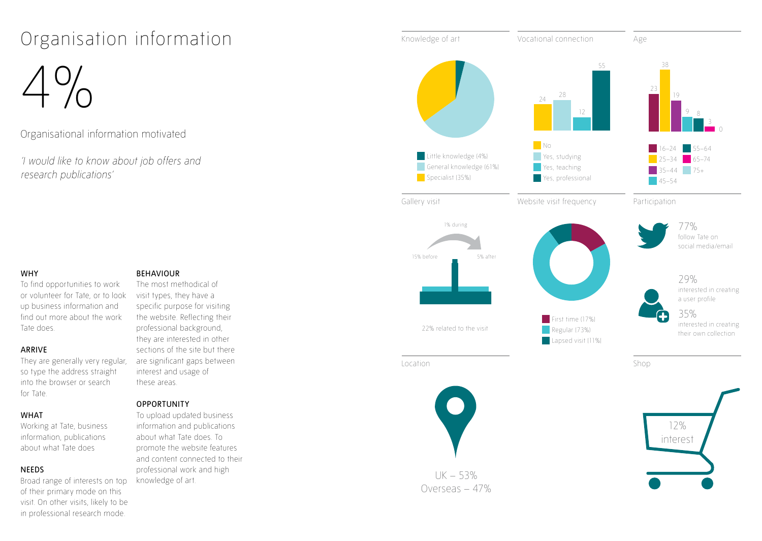# Organisation information

4%

Organisational information motivated

*'I would like to know about job offers and research publications'*

**WHY**

To find opportunities to work or volunteer for Tate, or to look up business information and find out more about the work Tate does.

**ARRIVE**

They are generally very regular, so type the address straight into the browser or search for Tate.

**WHAT**

Working at Tate, business information, publications about what Tate does

**NEEDS**

Broad range of interests on top of their primary mode on this visit. On other visits, likely to be in professional research mode.

**BEHAVIOUR**

The most methodical of visit types, they have a specific purpose for visiting the website. Reflecting their professional background, they are interested in other sections of the site but there are significant gaps between interest and usage of these areas.

**OPPORTUNITY**

To upload updated business information and publications about what Tate does. To promote the website features and content connected to their professional work and high knowledge of art.

## Knowledge of art

- Little knowledge (4%)
- General knowledge (61%)
- Specialist (35%)

## Vocational connection

| Category | Value |
|---|---|
| No | 24 |
| Yes, studying | 28 |
| Yes, teaching | 12 |
| Yes, professional | 55 |

## Age

| Age group | Value |
|---|---|
| 16–24 | 23 |
| 25–34 | 38 |
| 35–44 | 19 |
| 45–54 | 9 |
| 55–64 | 8 |
| 65–74 | 3 |
| 75+ | 0 |

## Gallery visit

15% before

1% during

5% after

22% related to the visit

## Website visit frequency

- First time (17%)
- Regular (73%)
- Lapsed visit (11%)

## Participation

77% follow Tate on social media/email

29% interested in creating a user profile

35% interested in creating their own collection

## Location

UK – 53%

Overseas – 47%

## Shop

12% interest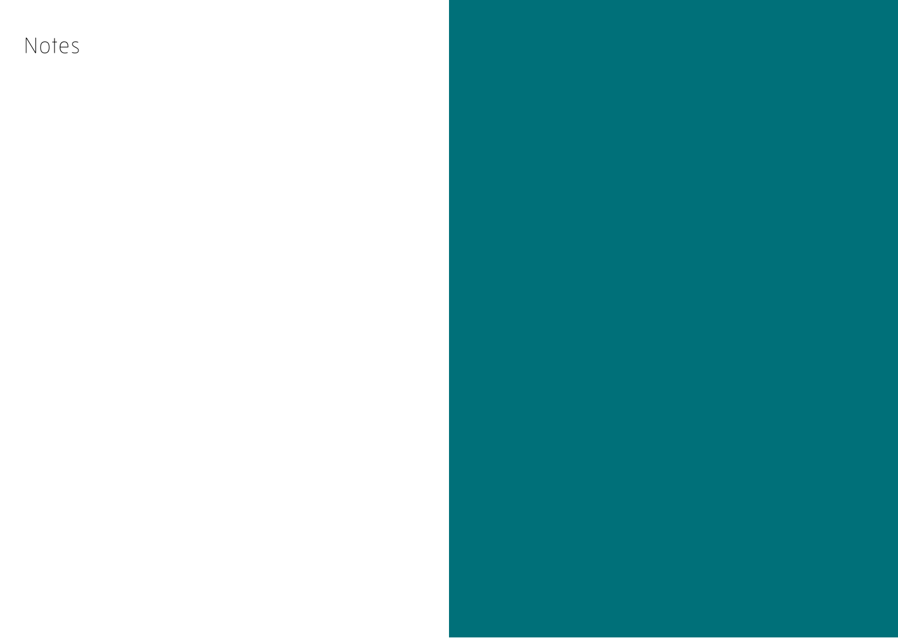# Notes